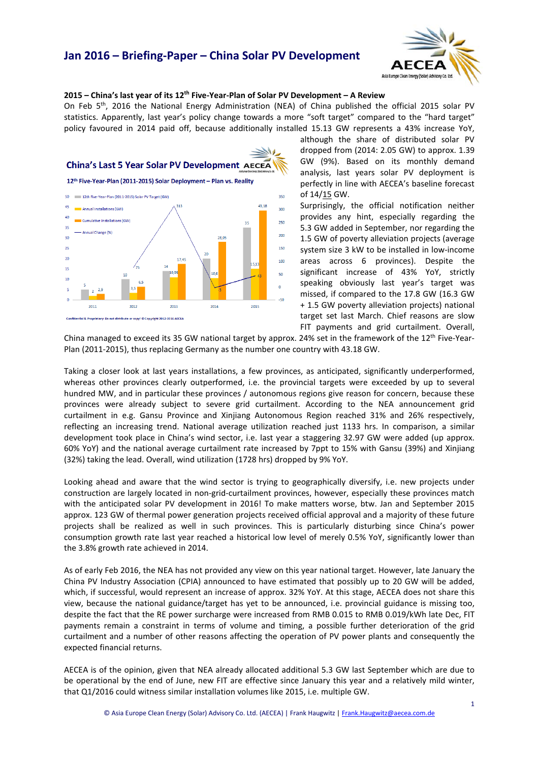# Jan 2016 – Briefing-Paper – China Solar PV Development

## 2015 – China's last year of its 12th Five-Year-Plan of Solar PV Development – A Review

On Feb 5th, 2016 the National Energy Administration (NEA) of China published the official 2015 solar PV statistics. Apparently, last year's policy change towards a more "soft target" compared to the "hard target" policy favoured in 2014 paid off, because additionally installed 15.13 GW represents a 43% increase YoY, although the share of distributed solar PV dropped from (2014: 2.05 GW) to approx. 1.39 GW (9%). Based on its monthly demand analysis, last years solar PV deployment is perfectly in line with AECEA's baseline forecast of 14/15 GW.

Surprisingly, the official notification neither provides any hint, especially regarding the 5.3 GW added in September, nor regarding the 1.5 GW of poverty alleviation projects (average system size 3 kW to be installed in low-income areas across 6 provinces). Despite the significant increase of 43% YoY, strictly speaking obviously last year's target was missed, if compared to the 17.8 GW (16.3 GW + 1.5 GW poverty alleviation projects) national target set last March. Chief reasons are slow FIT payments and grid curtailment. Overall, China managed to exceed its 35 GW national target by approx. 24% set in the framework of the 12th Five-Year-Plan (2011-2015), thus replacing Germany as the number one country with 43.18 GW.

**China's Last 5 Year Solar PV Development**

**12th Five-Year-Plan (2011-2015) Solar Deployment – Plan vs. Reality**

| Year | 12th Five-Year-Plan (2011-2015) Solar PV Target (GW) | Annual Installations (GW) | Cumulative Installations (GW) | Annual Change (%) |
|---|---|---|---|---|
| 2011 | 5 | 2 | 2,9 | |
| 2012 | 10 | 3,5 | 6,5 | 75 |
| 2013 | 14 | 10,95 | 17,45 | 313 |
| 2014 | 20 | 10,6 | 28,05 | -3 |
| 2015 | 35 | 15,13 | 43,18 | 43 |

Confidential & Proprietary! Do not distribute or copy! ©Copyright 2012-2016 AECEA

Taking a closer look at last years installations, a few provinces, as anticipated, significantly underperformed, whereas other provinces clearly outperformed, i.e. the provincial targets were exceeded by up to several hundred MW, and in particular these provinces / autonomous regions give reason for concern, because these provinces were already subject to severe grid curtailment. According to the NEA announcement grid curtailment in e.g. Gansu Province and Xinjiang Autonomous Region reached 31% and 26% respectively, reflecting an increasing trend. National average utilization reached just 1133 hrs. In comparison, a similar development took place in China's wind sector, i.e. last year a staggering 32.97 GW were added (up approx. 60% YoY) and the national average curtailment rate increased by 7ppt to 15% with Gansu (39%) and Xinjiang (32%) taking the lead. Overall, wind utilization (1728 hrs) dropped by 9% YoY.

Looking ahead and aware that the wind sector is trying to geographically diversify, i.e. new projects under construction are largely located in non-grid-curtailment provinces, however, especially these provinces match with the anticipated solar PV development in 2016! To make matters worse, btw. Jan and September 2015 approx. 123 GW of thermal power generation projects received official approval and a majority of these future projects shall be realized as well in such provinces. This is particularly disturbing since China's power consumption growth rate last year reached a historical low level of merely 0.5% YoY, significantly lower than the 3.8% growth rate achieved in 2014.

As of early Feb 2016, the NEA has not provided any view on this year national target. However, late January the China PV Industry Association (CPIA) announced to have estimated that possibly up to 20 GW will be added, which, if successful, would represent an increase of approx. 32% YoY. At this stage, AECEA does not share this view, because the national guidance/target has yet to be announced, i.e. provincial guidance is missing too, despite the fact that the RE power surcharge were increased from RMB 0.015 to RMB 0.019/kWh late Dec, FIT payments remain a constraint in terms of volume and timing, a possible further deterioration of the grid curtailment and a number of other reasons affecting the operation of PV power plants and consequently the expected financial returns.

AECEA is of the opinion, given that NEA already allocated additional 5.3 GW last September which are due to be operational by the end of June, new FIT are effective since January this year and a relatively mild winter, that Q1/2016 could witness similar installation volumes like 2015, i.e. multiple GW.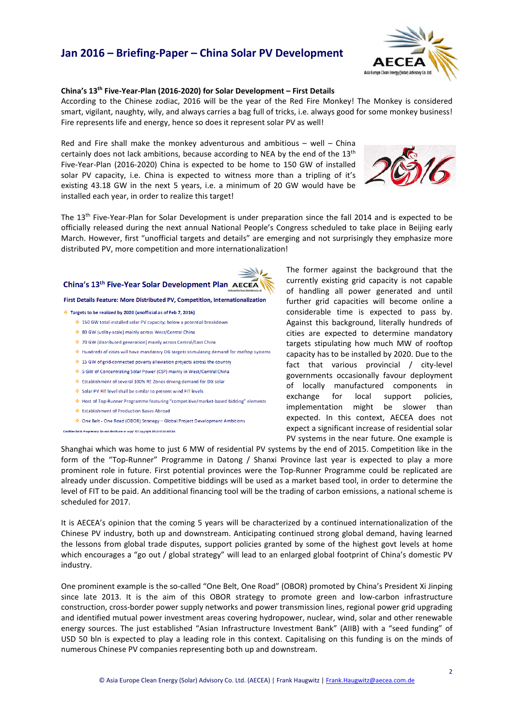## Jan 2016 – Briefing-Paper – China Solar PV Development

**China's 13th Five-Year-Plan (2016-2020) for Solar Development – First Details**

According to the Chinese zodiac, 2016 will be the year of the Red Fire Monkey! The Monkey is considered smart, vigilant, naughty, wily, and always carries a bag full of tricks, i.e. always good for some monkey business! Fire represents life and energy, hence so does it represent solar PV as well!

Red and Fire shall make the monkey adventurous and ambitious – well – China certainly does not lack ambitions, because according to NEA by the end of the 13th Five-Year-Plan (2016-2020) China is expected to be home to 150 GW of installed solar PV capacity, i.e. China is expected to witness more than a tripling of it's existing 43.18 GW in the next 5 years, i.e. a minimum of 20 GW would have be installed each year, in order to realize this target!

The 13th Five-Year-Plan for Solar Development is under preparation since the fall 2014 and is expected to be officially released during the next annual National People's Congress scheduled to take place in Beijing early March. However, first "unofficial targets and details" are emerging and not surprisingly they emphasize more distributed PV, more competition and more internationalization!

**China's 13th Five-Year Solar Development Plan**

**First Details Feature: More Distributed PV, Competition, Internationalization**

- Targets to be realized by 2020 (unofficial as of Feb 7, 2016)
  - 150 GW total installed solar PV capacity; below a potential breakdown
  - 80 GW (utility-scale) mainly across West/Central China
  - 70 GW (distributed generation) mainly across Central/East China
  - Hundreds of cities will have mandatory DG targets stimulating demand for rooftop systems
  - 15 GW of grid-connected poverty alleviation projects across the country
  - 5 GW of Concentrating Solar Power (CSP) mainly in West/Central China
  - Establishment of several 100% RE Zones driving demand for DG solar
  - Solar PV FIT level shall be similar to present wind FIT levels
  - Host of Top-Runner Programme featuring "competitive/market-based bidding" elements
  - Establishment of Production Bases Abroad
  - One Belt - One Road (OBOR) Strategy – Global Project Development Ambitions

Confidential & Proprietary: Do not distribute or copy! ©Copyright 2012-2016 AECEA

The former against the background that the currently existing grid capacity is not capable of handling all power generated and until further grid capacities will become online a considerable time is expected to pass by. Against this background, literally hundreds of cities are expected to determine mandatory targets stipulating how much MW of rooftop capacity has to be installed by 2020. Due to the fact that various provincial / city-level governments occasionally favour deployment of locally manufactured components in exchange for local support policies, implementation might be slower than expected. In this context, AECEA does not expect a significant increase of residential solar PV systems in the near future. One example is Shanghai which was home to just 6 MW of residential PV systems by the end of 2015. Competition like in the form of the "Top-Runner" Programme in Datong / Shanxi Province last year is expected to play a more prominent role in future. First potential provinces were the Top-Runner Programme could be replicated are already under discussion. Competitive biddings will be used as a market based tool, in order to determine the level of FIT to be paid. An additional financing tool will be the trading of carbon emissions, a national scheme is scheduled for 2017.

It is AECEA's opinion that the coming 5 years will be characterized by a continued internationalization of the Chinese PV industry, both up and downstream. Anticipating continued strong global demand, having learned the lessons from global trade disputes, support policies granted by some of the highest govt levels at home which encourages a "go out / global strategy" will lead to an enlarged global footprint of China's domestic PV industry.

One prominent example is the so-called "One Belt, One Road" (OBOR) promoted by China's President Xi Jinping since late 2013. It is the aim of this OBOR strategy to promote green and low-carbon infrastructure construction, cross-border power supply networks and power transmission lines, regional power grid upgrading and identified mutual power investment areas covering hydropower, nuclear, wind, solar and other renewable energy sources. The just established "Asian Infrastructure Investment Bank" (AIIB) with a "seed funding" of USD 50 bln is expected to play a leading role in this context. Capitalising on this funding is on the minds of numerous Chinese PV companies representing both up and downstream.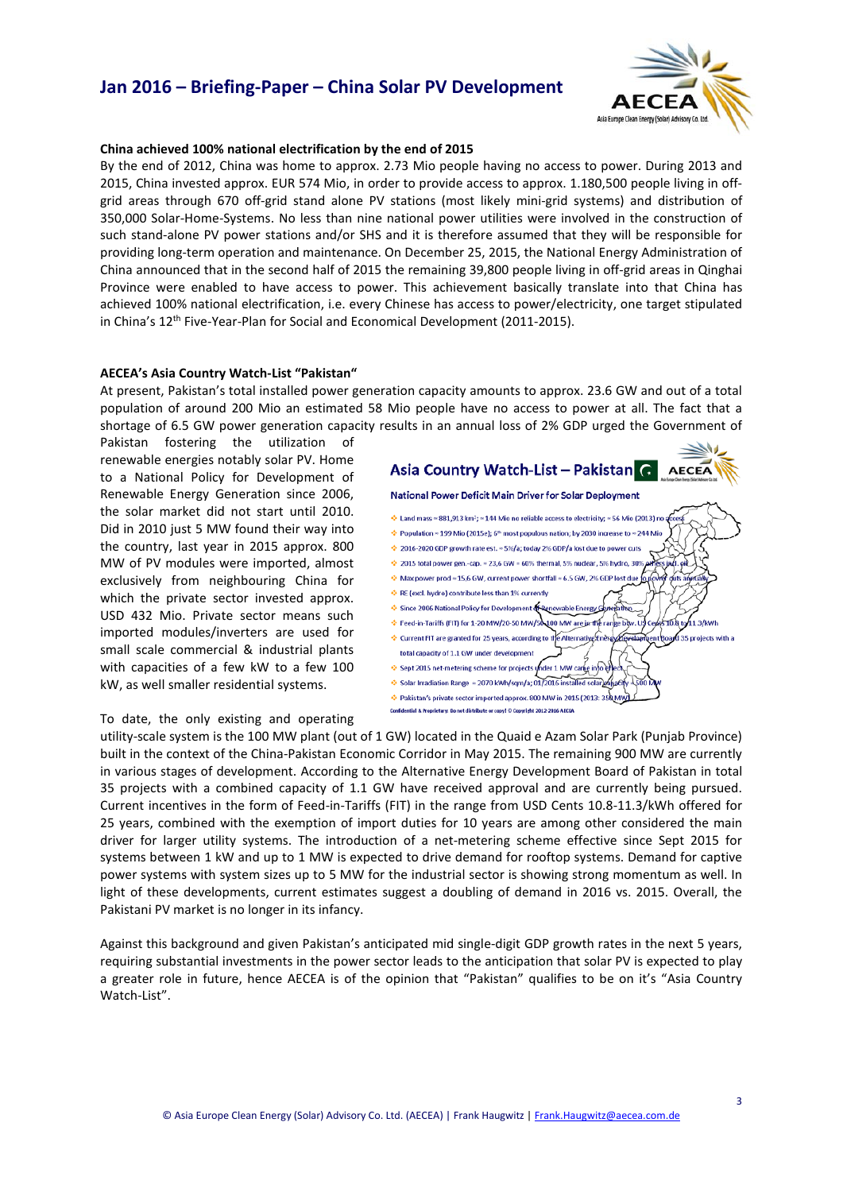### China achieved 100% national electrification by the end of 2015

By the end of 2012, China was home to approx. 2.73 Mio people having no access to power. During 2013 and 2015, China invested approx. EUR 574 Mio, in order to provide access to approx. 1.180,500 people living in off-grid areas through 670 off-grid stand alone PV stations (most likely mini-grid systems) and distribution of 350,000 Solar-Home-Systems. No less than nine national power utilities were involved in the construction of such stand-alone PV power stations and/or SHS and it is therefore assumed that they will be responsible for providing long-term operation and maintenance. On December 25, 2015, the National Energy Administration of China announced that in the second half of 2015 the remaining 39,800 people living in off-grid areas in Qinghai Province were enabled to have access to power. This achievement basically translate into that China has achieved 100% national electrification, i.e. every Chinese has access to power/electricity, one target stipulated in China's 12th Five-Year-Plan for Social and Economical Development (2011-2015).

### AECEA's Asia Country Watch-List "Pakistan"

At present, Pakistan's total installed power generation capacity amounts to approx. 23.6 GW and out of a total population of around 200 Mio an estimated 58 Mio people have no access to power at all. The fact that a shortage of 6.5 GW power generation capacity results in an annual loss of 2% GDP urged the Government of Pakistan fostering the utilization of renewable energies notably solar PV. Home to a National Policy for Development of Renewable Energy Generation since 2006, the solar market did not start until 2010. Did in 2010 just 5 MW found their way into the country, last year in 2015 approx. 800 MW of PV modules were imported, almost exclusively from neighbouring China for which the private sector invested approx. USD 432 Mio. Private sector means such imported modules/inverters are used for small scale commercial & industrial plants with capacities of a few kW to a few 100 kW, as well smaller residential systems.

**Asia Country Watch-List – Pakistan**

**National Power Deficit Main Driver for Solar Deployment**

- Land mass ≈ 881,913 km²; ≈ 144 Mio no reliable access to electricity; ≈ 56 Mio (2013) no access
- Population ≈ 199 Mio (2015e); 6th most populous nation; by 2030 increase to ≈ 244 Mio
- 2016-2020 GDP growth rate est. ≈ 5%/a; today 2% GDP/a lost due to power cuts
- 2015 total power gen.-cap. ≈ 23,6 GW ≈ 60% thermal, 5% nuclear, 5% hydro, 30% others incl. oil
- Max power prod ≈ 15,6 GW, current power shortfall ≈ 6.5 GW, 2% GDP lost due to power cuts annually
- RE (excl. hydro) contribute less than 1% currently
- Since 2006 National Policy for Development of Renewable Energy Generation
- Feed-in-Tariffs (FIT) for 1-20 MW/20-50 MW/50-100 MW are in the range btw. US Cents 10.8 to 11.3/kWh
- Current FIT are granted for 25 years, according to the Alternative Energy Development Board 35 projects with a total capacity of 1.1 GW under development
- Sept 2015 net-metering scheme for projects under 1 MW came into effect
- Solar Irradiation Range ≈ 2070 kWh/sqm/a; 01/2016 installed solar capacity ≈ 500 MW
- Pakistan's private sector imported approx. 800 MW in 2015 (2013: 350 MW)

Confidential & Proprietary. Do not distribute or copy! © Copyright 2012-2016 AECEA

To date, the only existing and operating utility-scale system is the 100 MW plant (out of 1 GW) located in the Quaid e Azam Solar Park (Punjab Province) built in the context of the China-Pakistan Economic Corridor in May 2015. The remaining 900 MW are currently in various stages of development. According to the Alternative Energy Development Board of Pakistan in total 35 projects with a combined capacity of 1.1 GW have received approval and are currently being pursued. Current incentives in the form of Feed-in-Tariffs (FIT) in the range from USD Cents 10.8-11.3/kWh offered for 25 years, combined with the exemption of import duties for 10 years are among other considered the main driver for larger utility systems. The introduction of a net-metering scheme effective since Sept 2015 for systems between 1 kW and up to 1 MW is expected to drive demand for rooftop systems. Demand for captive power systems with system sizes up to 5 MW for the industrial sector is showing strong momentum as well. In light of these developments, current estimates suggest a doubling of demand in 2016 vs. 2015. Overall, the Pakistani PV market is no longer in its infancy.

Against this background and given Pakistan's anticipated mid single-digit GDP growth rates in the next 5 years, requiring substantial investments in the power sector leads to the anticipation that solar PV is expected to play a greater role in future, hence AECEA is of the opinion that "Pakistan" qualifies to be on it's "Asia Country Watch-List".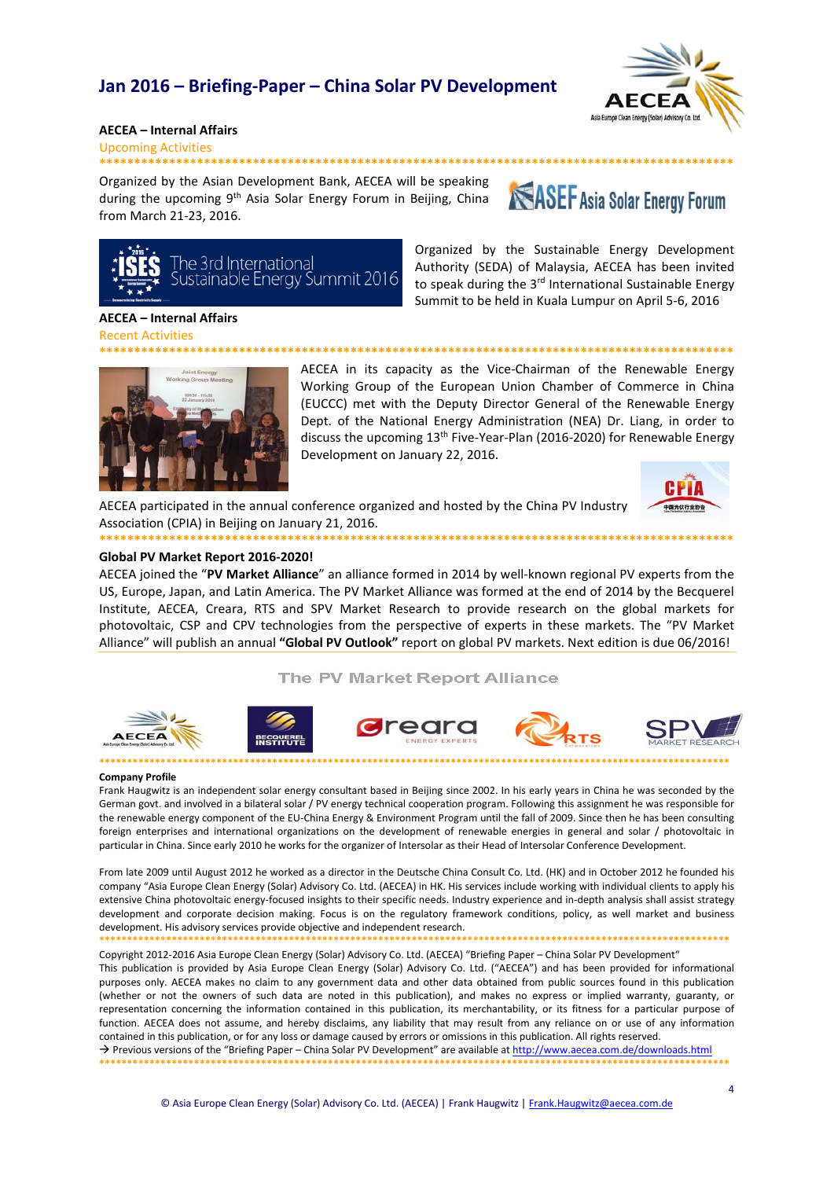## Jan 2016 – Briefing-Paper – China Solar PV Development

**AECEA – Internal Affairs**

Upcoming Activities

Organized by the Asian Development Bank, AECEA will be speaking during the upcoming 9th Asia Solar Energy Forum in Beijing, China from March 21-23, 2016.

Organized by the Sustainable Energy Development Authority (SEDA) of Malaysia, AECEA has been invited to speak during the 3rd International Sustainable Energy Summit to be held in Kuala Lumpur on April 5-6, 2016

**AECEA – Internal Affairs**

Recent Activities

AECEA in its capacity as the Vice-Chairman of the Renewable Energy Working Group of the European Union Chamber of Commerce in China (EUCCC) met with the Deputy Director General of the Renewable Energy Dept. of the National Energy Administration (NEA) Dr. Liang, in order to discuss the upcoming 13th Five-Year-Plan (2016-2020) for Renewable Energy Development on January 22, 2016.

AECEA participated in the annual conference organized and hosted by the China PV Industry Association (CPIA) in Beijing on January 21, 2016.

**Global PV Market Report 2016-2020!**

AECEA joined the "**PV Market Alliance**" an alliance formed in 2014 by well-known regional PV experts from the US, Europe, Japan, and Latin America. The PV Market Alliance was formed at the end of 2014 by the Becquerel Institute, AECEA, Creara, RTS and SPV Market Research to provide research on the global markets for photovoltaic, CSP and CPV technologies from the perspective of experts in these markets. The "PV Market Alliance" will publish an annual **"Global PV Outlook"** report on global PV markets. Next edition is due 06/2016!

The PV Market Report Alliance

**Company Profile**

Frank Haugwitz is an independent solar energy consultant based in Beijing since 2002. In his early years in China he was seconded by the German govt. and involved in a bilateral solar / PV energy technical cooperation program. Following this assignment he was responsible for the renewable energy component of the EU-China Energy & Environment Program until the fall of 2009. Since then he has been consulting foreign enterprises and international organizations on the development of renewable energies in general and solar / photovoltaic in particular in China. Since early 2010 he works for the organizer of Intersolar as their Head of Intersolar Conference Development.

From late 2009 until August 2012 he worked as a director in the Deutsche China Consult Co. Ltd. (HK) and in October 2012 he founded his company "Asia Europe Clean Energy (Solar) Advisory Co. Ltd. (AECEA) in HK. His services include working with individual clients to apply his extensive China photovoltaic energy-focused insights to their specific needs. Industry experience and in-depth analysis shall assist strategy development and corporate decision making. Focus is on the regulatory framework conditions, policy, as well market and business development. His advisory services provide objective and independent research.

Copyright 2012-2016 Asia Europe Clean Energy (Solar) Advisory Co. Ltd. (AECEA) "Briefing Paper – China Solar PV Development"
This publication is provided by Asia Europe Clean Energy (Solar) Advisory Co. Ltd. ("AECEA") and has been provided for informational purposes only. AECEA makes no claim to any government data and other data obtained from public sources found in this publication (whether or not the owners of such data are noted in this publication), and makes no express or implied warranty, guaranty, or representation concerning the information contained in this publication, its merchantability, or its fitness for a particular purpose of function. AECEA does not assume, and hereby disclaims, any liability that may result from any reliance on or use of any information contained in this publication, or for any loss or damage caused by errors or omissions in this publication. All rights reserved.
→ Previous versions of the "Briefing Paper – China Solar PV Development" are available at http://www.aecea.com.de/downloads.html

© Asia Europe Clean Energy (Solar) Advisory Co. Ltd. (AECEA) | Frank Haugwitz | Frank.Haugwitz@aecea.com.de